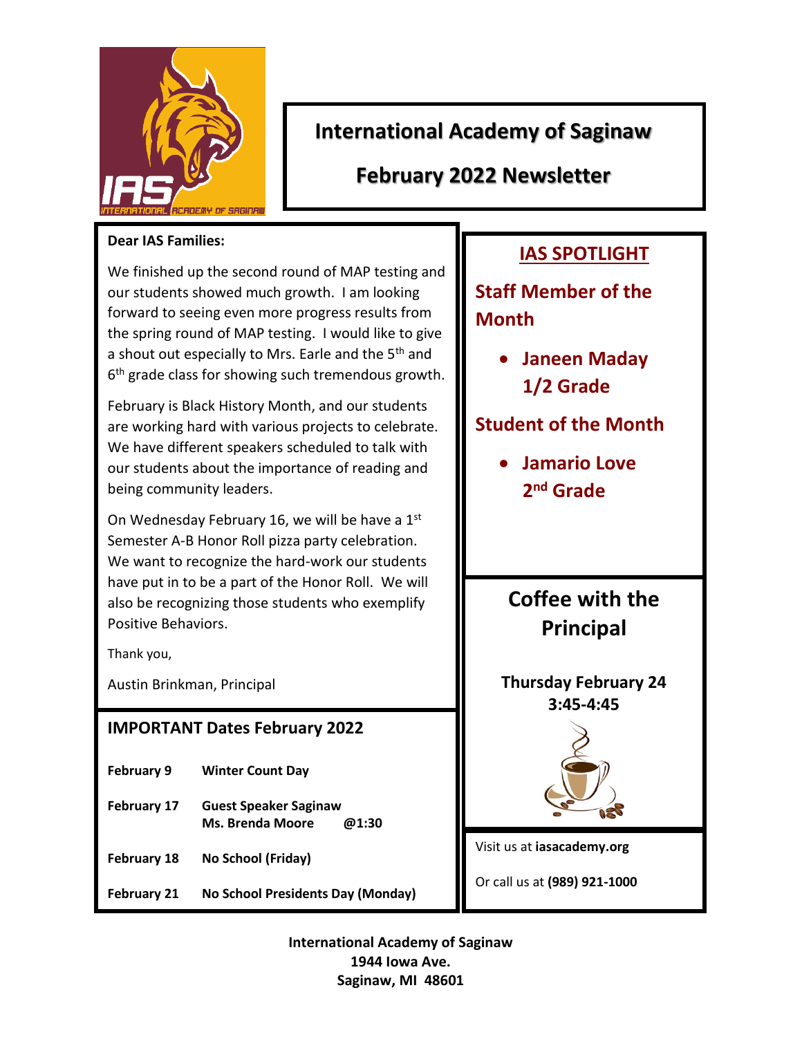# International Academy of Saginaw

## February 2022 Newsletter

**Dear IAS Families:**

We finished up the second round of MAP testing and our students showed much growth. I am looking forward to seeing even more progress results from the spring round of MAP testing. I would like to give a shout out especially to Mrs. Earle and the 5th and 6th grade class for showing such tremendous growth.

February is Black History Month, and our students are working hard with various projects to celebrate. We have different speakers scheduled to talk with our students about the importance of reading and being community leaders.

On Wednesday February 16, we will be have a 1st Semester A-B Honor Roll pizza party celebration. We want to recognize the hard-work our students have put in to be a part of the Honor Roll. We will also be recognizing those students who exemplify Positive Behaviors.

Thank you,

Austin Brinkman, Principal

### IMPORTANT Dates February 2022

| | |
|---|---|
| **February 9** | **Winter Count Day** |
| **February 17** | **Guest Speaker Saginaw Ms. Brenda Moore @1:30** |
| **February 18** | **No School (Friday)** |
| **February 21** | **No School Presidents Day (Monday)** |

## IAS SPOTLIGHT

### Staff Member of the Month

- **Janeen Maday 1/2 Grade**

### Student of the Month

- **Jamario Love 2nd Grade**

## Coffee with the Principal

**Thursday February 24**
**3:45-4:45**

Visit us at **iasacademy.org**

Or call us at **(989) 921-1000**

**International Academy of Saginaw**
**1944 Iowa Ave.**
**Saginaw, MI 48601**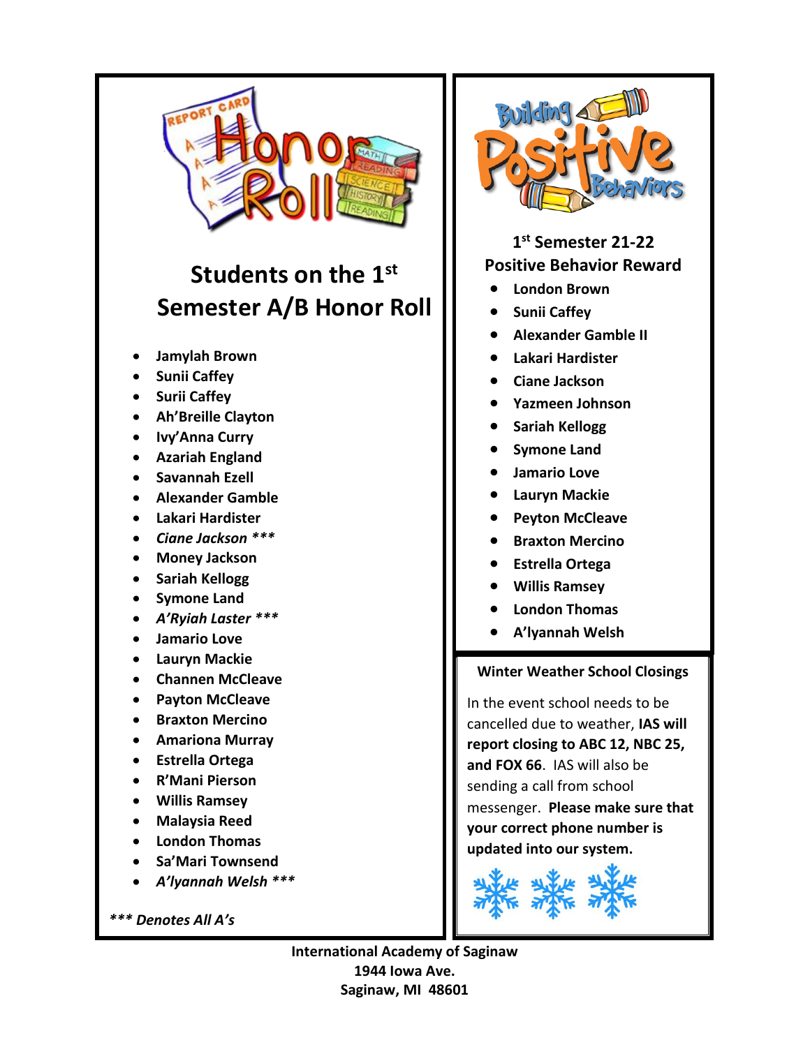## Students on the 1st Semester A/B Honor Roll

- Jamylah Brown
- Sunii Caffey
- Surii Caffey
- Ah'Breille Clayton
- Ivy'Anna Curry
- Azariah England
- Savannah Ezell
- Alexander Gamble
- Lakari Hardister
- *Ciane Jackson ****
- Money Jackson
- Sariah Kellogg
- Symone Land
- *A'Ryiah Laster ****
- Jamario Love
- Lauryn Mackie
- Channen McCleave
- Payton McCleave
- Braxton Mercino
- Amariona Murray
- Estrella Ortega
- R'Mani Pierson
- Willis Ramsey
- Malaysia Reed
- London Thomas
- Sa'Mari Townsend
- *A'lyannah Welsh ****

****** Denotes All A's***

## 1st Semester 21-22 Positive Behavior Reward

- London Brown
- Sunii Caffey
- Alexander Gamble II
- Lakari Hardister
- Ciane Jackson
- Yazmeen Johnson
- Sariah Kellogg
- Symone Land
- Jamario Love
- Lauryn Mackie
- Peyton McCleave
- Braxton Mercino
- Estrella Ortega
- Willis Ramsey
- London Thomas
- A'lyannah Welsh

### Winter Weather School Closings

In the event school needs to be cancelled due to weather, **IAS will report closing to ABC 12, NBC 25, and FOX 66**. IAS will also be sending a call from school messenger. **Please make sure that your correct phone number is updated into our system.**

**International Academy of Saginaw**
**1944 Iowa Ave.**
**Saginaw, MI 48601**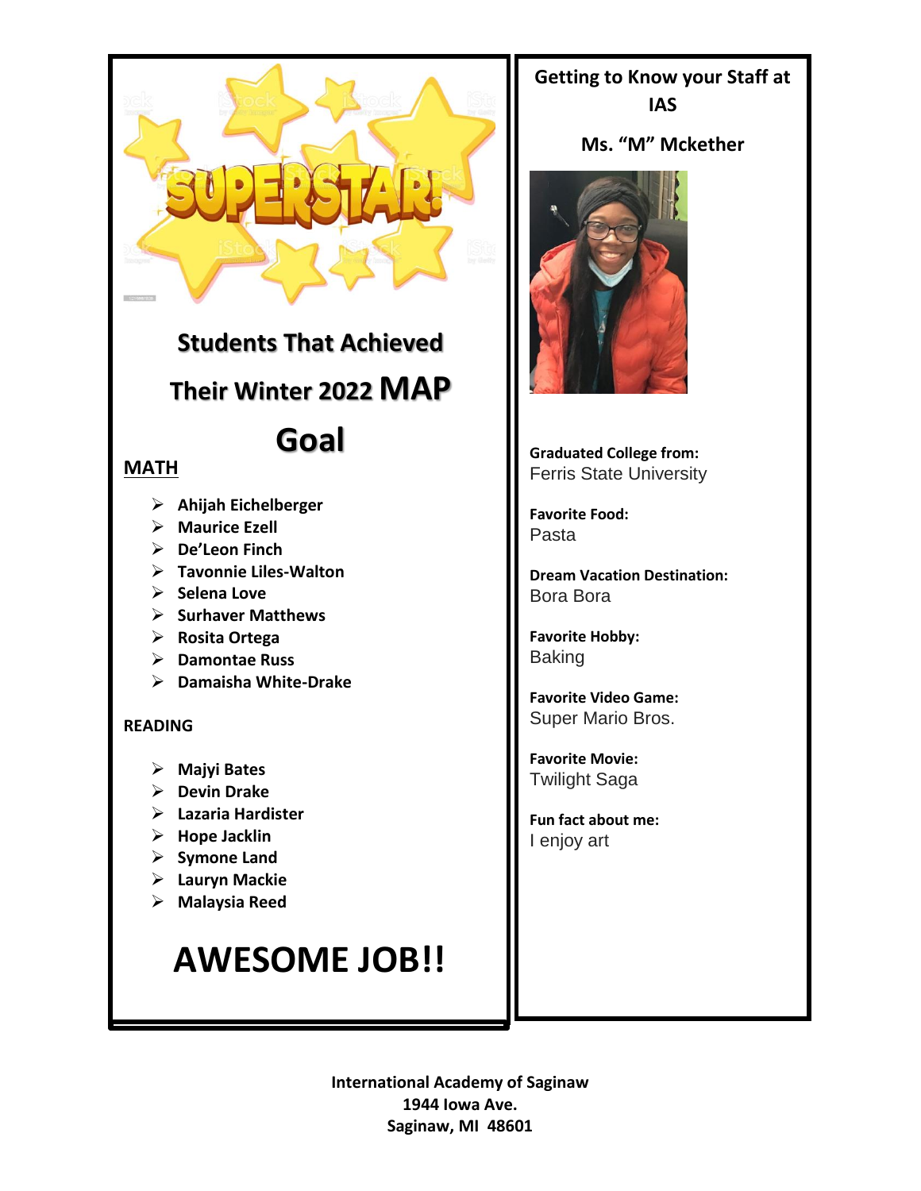SUPERSTAR!

## Students That Achieved Their Winter 2022 MAP Goal

**MATH**

- **Ahijah Eichelberger**
- **Maurice Ezell**
- **De'Leon Finch**
- **Tavonnie Liles-Walton**
- **Selena Love**
- **Surhaver Matthews**
- **Rosita Ortega**
- **Damontae Russ**
- **Damaisha White-Drake**

**READING**

- **Majyi Bates**
- **Devin Drake**
- **Lazaria Hardister**
- **Hope Jacklin**
- **Symone Land**
- **Lauryn Mackie**
- **Malaysia Reed**

# AWESOME JOB!!

## Getting to Know your Staff at IAS

### Ms. "M" Mckether

**Graduated College from:**
Ferris State University

**Favorite Food:**
Pasta

**Dream Vacation Destination:**
Bora Bora

**Favorite Hobby:**
Baking

**Favorite Video Game:**
Super Mario Bros.

**Favorite Movie:**
Twilight Saga

**Fun fact about me:**
I enjoy art

**International Academy of Saginaw**
**1944 Iowa Ave.**
**Saginaw, MI 48601**